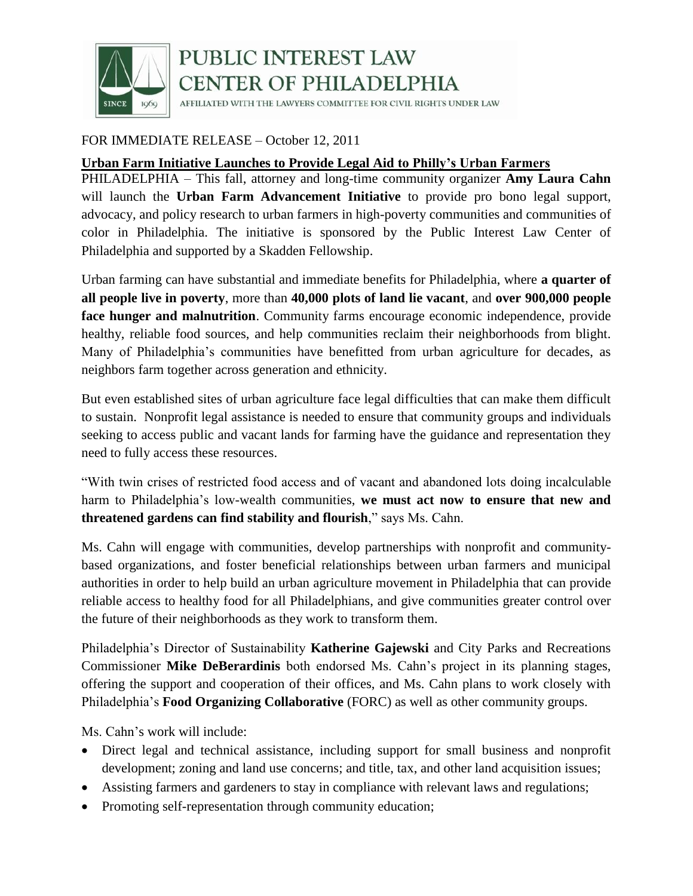# PUBLIC INTEREST LAW CENTER OF PHILADELPHIA

AFFILIATED WITH THE LAWYERS COMMITTEE FOR CIVIL RIGHTS UNDER LAW

SINCE 1969

FOR IMMEDIATE RELEASE – October 12, 2011

## **Urban Farm Initiative Launches to Provide Legal Aid to Philly's Urban Farmers**

PHILADELPHIA – This fall, attorney and long-time community organizer **Amy Laura Cahn** will launch the **Urban Farm Advancement Initiative** to provide pro bono legal support, advocacy, and policy research to urban farmers in high-poverty communities and communities of color in Philadelphia. The initiative is sponsored by the Public Interest Law Center of Philadelphia and supported by a Skadden Fellowship.

Urban farming can have substantial and immediate benefits for Philadelphia, where **a quarter of all people live in poverty**, more than **40,000 plots of land lie vacant**, and **over 900,000 people face hunger and malnutrition**. Community farms encourage economic independence, provide healthy, reliable food sources, and help communities reclaim their neighborhoods from blight. Many of Philadelphia's communities have benefitted from urban agriculture for decades, as neighbors farm together across generation and ethnicity.

But even established sites of urban agriculture face legal difficulties that can make them difficult to sustain. Nonprofit legal assistance is needed to ensure that community groups and individuals seeking to access public and vacant lands for farming have the guidance and representation they need to fully access these resources.

"With twin crises of restricted food access and of vacant and abandoned lots doing incalculable harm to Philadelphia's low-wealth communities, **we must act now to ensure that new and threatened gardens can find stability and flourish**," says Ms. Cahn.

Ms. Cahn will engage with communities, develop partnerships with nonprofit and community-based organizations, and foster beneficial relationships between urban farmers and municipal authorities in order to help build an urban agriculture movement in Philadelphia that can provide reliable access to healthy food for all Philadelphians, and give communities greater control over the future of their neighborhoods as they work to transform them.

Philadelphia's Director of Sustainability **Katherine Gajewski** and City Parks and Recreations Commissioner **Mike DeBerardinis** both endorsed Ms. Cahn's project in its planning stages, offering the support and cooperation of their offices, and Ms. Cahn plans to work closely with Philadelphia's **Food Organizing Collaborative** (FORC) as well as other community groups.

Ms. Cahn's work will include:

- Direct legal and technical assistance, including support for small business and nonprofit development; zoning and land use concerns; and title, tax, and other land acquisition issues;
- Assisting farmers and gardeners to stay in compliance with relevant laws and regulations;
- Promoting self-representation through community education;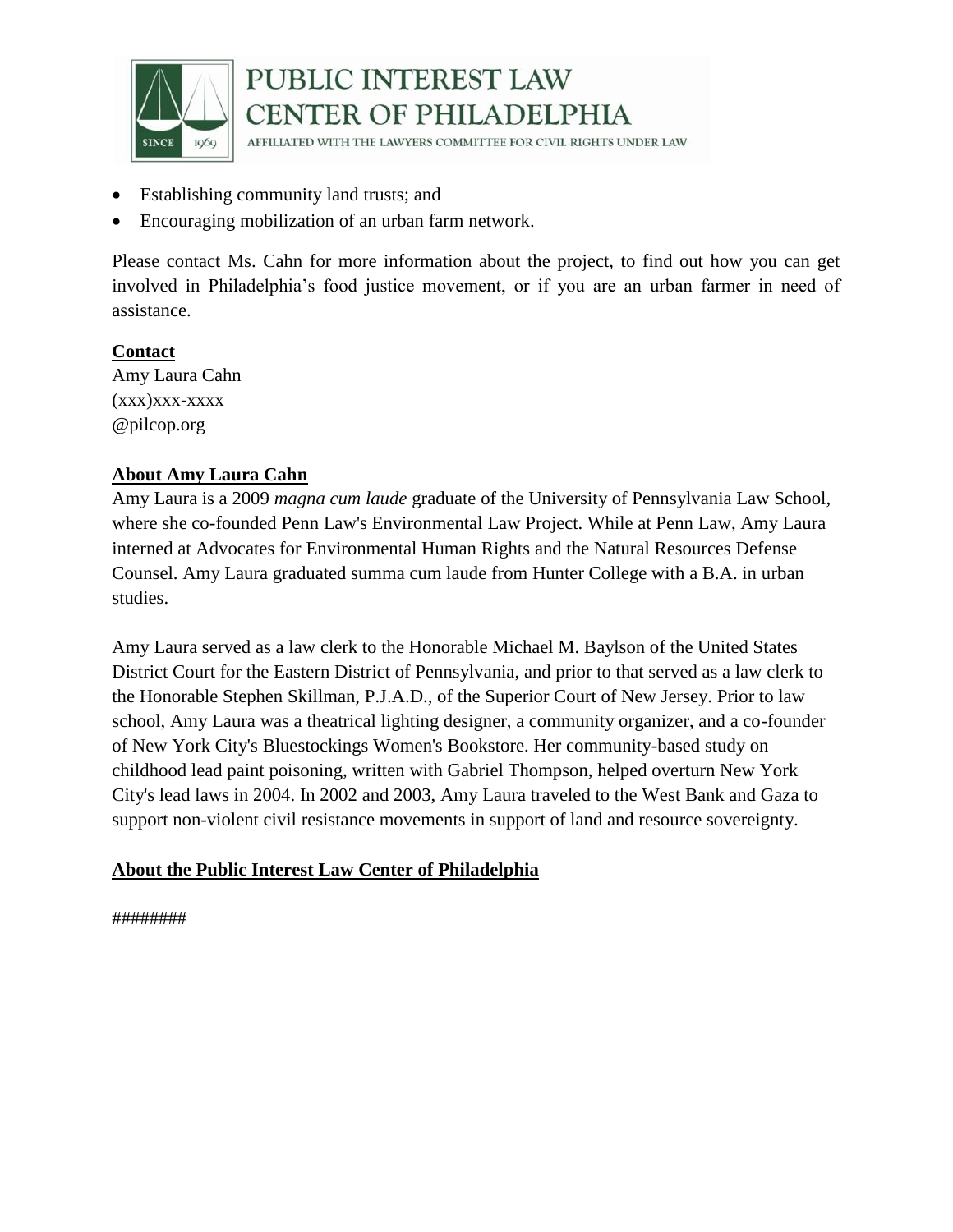- Establishing community land trusts; and
- Encouraging mobilization of an urban farm network.

Please contact Ms. Cahn for more information about the project, to find out how you can get involved in Philadelphia's food justice movement, or if you are an urban farmer in need of assistance.

**Contact**

Amy Laura Cahn
(xxx)xxx-xxxx
@pilcop.org

**About Amy Laura Cahn**

Amy Laura is a 2009 *magna cum laude* graduate of the University of Pennsylvania Law School, where she co-founded Penn Law's Environmental Law Project. While at Penn Law, Amy Laura interned at Advocates for Environmental Human Rights and the Natural Resources Defense Counsel. Amy Laura graduated summa cum laude from Hunter College with a B.A. in urban studies.

Amy Laura served as a law clerk to the Honorable Michael M. Baylson of the United States District Court for the Eastern District of Pennsylvania, and prior to that served as a law clerk to the Honorable Stephen Skillman, P.J.A.D., of the Superior Court of New Jersey. Prior to law school, Amy Laura was a theatrical lighting designer, a community organizer, and a co-founder of New York City's Bluestockings Women's Bookstore. Her community-based study on childhood lead paint poisoning, written with Gabriel Thompson, helped overturn New York City's lead laws in 2004. In 2002 and 2003, Amy Laura traveled to the West Bank and Gaza to support non-violent civil resistance movements in support of land and resource sovereignty.

**About the Public Interest Law Center of Philadelphia**

########